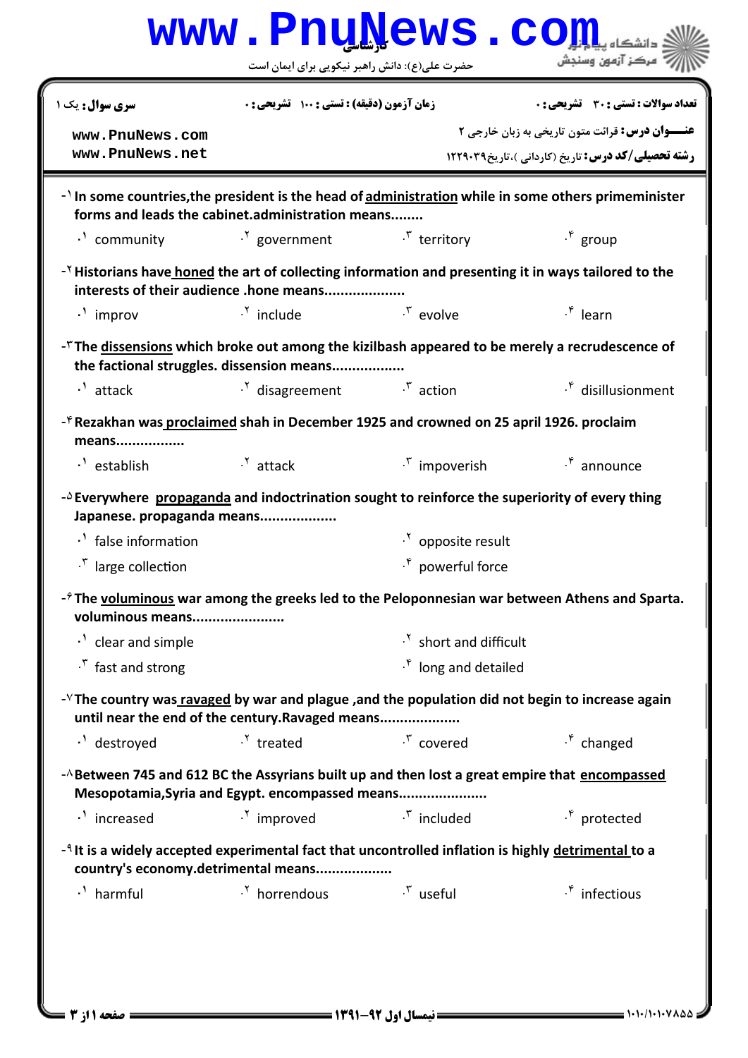کارشناسی

حضرت علی(ع): دانش راهبر نیکویی برای ایمان است

**سری سوال:** یک ۱

**زمان آزمون (دقیقه) : تستی :** ۱۰۰ **تشریحی :** ۰

**تعداد سوالات : تستی :** ۳۰ **تشریحی :** ۰

www.PnuNews.com
www.PnuNews.net

**عنـــوان درس:** قرائت متون تاریخی به زبان خارجی ۲

**رشته تحصیلی/کد درس:** تاریخ (کاردانی )،تاریخ۱۲۲۹۰۳۹

---

۱- In some countries,the president is the head of <u>administration</u> while in some others primeminister forms and leads the cabinet.administration means........

۱. community ۲. government ۳. territory ۴. group

۲- Historians have <u>honed</u> the art of collecting information and presenting it in ways tailored to the interests of their audience .hone means....................

۱. improv ۲. include ۳. evolve ۴. learn

۳- The <u>dissensions</u> which broke out among the kizilbash appeared to be merely a recrudescence of the factional struggles. dissension means..................

۱. attack ۲. disagreement ۳. action ۴. disillusionment

۴- Rezakhan was <u>proclaimed</u> shah in December 1925 and crowned on 25 april 1926. proclaim means.................

۱. establish ۲. attack ۳. impoverish ۴. announce

۵- Everywhere <u>propaganda</u> and indoctrination sought to reinforce the superiority of every thing Japanese. propaganda means...................

۱. false information ۲. opposite result ۳. large collection ۴. powerful force

۶- The <u>voluminous</u> war among the greeks led to the Peloponnesian war between Athens and Sparta. voluminous means.......................

۱. clear and simple ۲. short and difficult ۳. fast and strong ۴. long and detailed

۷- The country was <u>ravaged</u> by war and plague ,and the population did not begin to increase again until near the end of the century.Ravaged means....................

۱. destroyed ۲. treated ۳. covered ۴. changed

۸- Between 745 and 612 BC the Assyrians built up and then lost a great empire that <u>encompassed</u> Mesopotamia,Syria and Egypt. encompassed means......................

۱. increased ۲. improved ۳. included ۴. protected

۹- It is a widely accepted experimental fact that uncontrolled inflation is highly <u>detrimental</u> to a country's economy.detrimental means...................

۱. harmful ۲. horrendous ۳. useful ۴. infectious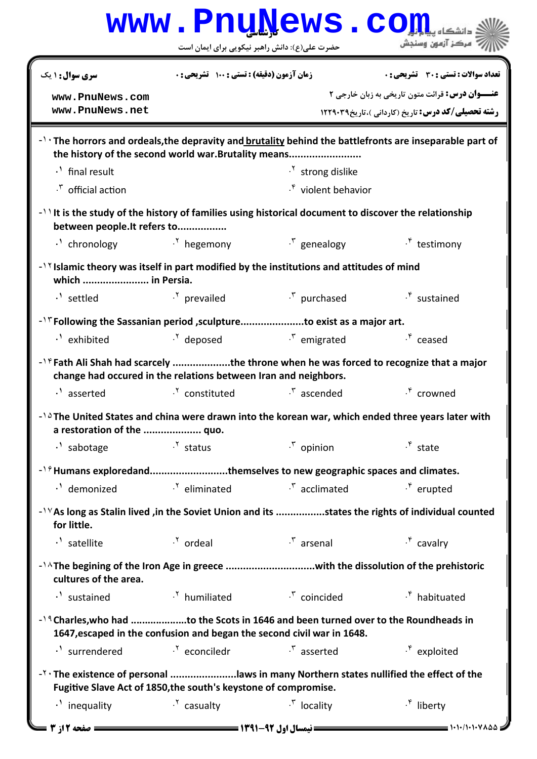سری سوال: ۱ یک | زمان آزمون (دقیقه) : تستی : ۱۰۰ تشریحی : ۰ | تعداد سوالات : تستی : ۳۰ تشریحی : ۰

www.PnuNews.com
www.PnuNews.net

**عنـــوان درس:** قرائت متون تاریخی به زبان خارجی ۲

**رشته تحصیلی/کد درس:** تاریخ (کاردانی )،تاریخ۱۲۲۹۰۳۹

۱۰- The horrors and ordeals,the depravity and brutality behind the battlefronts are inseparable part of the history of the second world war.Brutality means........................

۱. final result
۲. strong dislike
۳. official action
۴. violent behavior

۱۱- It is the study of the history of families using historical document to discover the relationship between people.It refers to.................

۱. chronology
۲. hegemony
۳. genealogy
۴. testimony

۱۲- Islamic theory was itself in part modified by the institutions and attitudes of mind which ....................... in Persia.

۱. settled
۲. prevailed
۳. purchased
۴. sustained

۱۳- Following the Sassanian period ,sculpture......................to exist as a major art.

۱. exhibited
۲. deposed
۳. emigrated
۴. ceased

۱۴- Fath Ali Shah had scarcely ...................the throne when he was forced to recognize that a major change had occured in the relations between Iran and neighbors.

۱. asserted
۲. constituted
۳. ascended
۴. crowned

۱۵- The United States and china were drawn into the korean war, which ended three years later with a restoration of the .................... quo.

۱. sabotage
۲. status
۳. opinion
۴. state

۱۶- Humans exploredand..........................themselves to new geographic spaces and climates.

۱. demonized
۲. eliminated
۳. acclimated
۴. erupted

۱۷- As long as Stalin lived ,in the Soviet Union and its ................states the rights of individual counted for little.

۱. satellite
۲. ordeal
۳. arsenal
۴. cavalry

۱۸- The begining of the Iron Age in greece ..............................with the dissolution of the prehistoric cultures of the area.

۱. sustained
۲. humiliated
۳. coincided
۴. habituated

۱۹- Charles,who had ...................to the Scots in 1646 and been turned over to the Roundheads in 1647,escaped in the confusion and began the second civil war in 1648.

۱. surrendered
۲. econciledr
۳. asserted
۴. exploited

۲۰- The existence of personal ......................laws in many Northern states nullified the effect of the Fugitive Slave Act of 1850,the south's keystone of compromise.

۱. inequality
۲. casualty
۳. locality
۴. liberty

نیمسال اول ۹۲-۱۳۹۱ | ۱۰۱۰/۱۰۱۰۷۸۵۵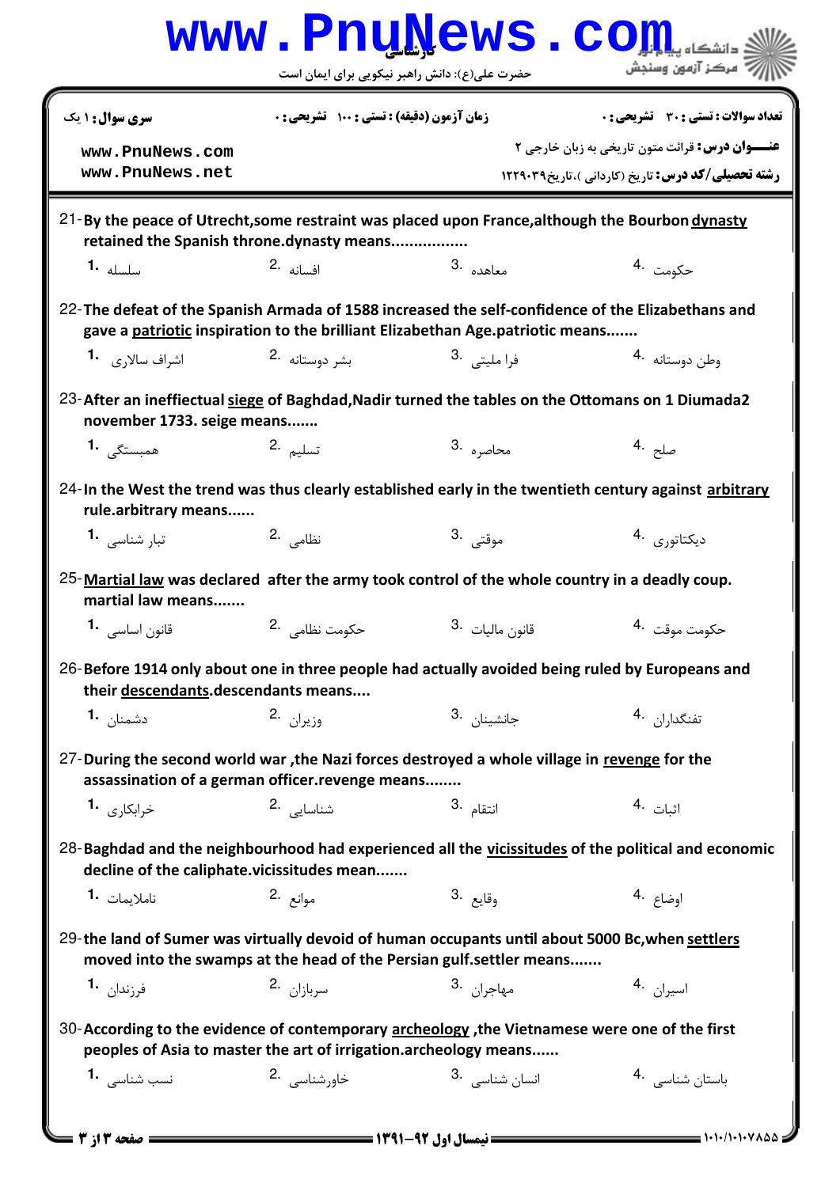**سری سوال:** ۱ یک

**زمان آزمون (دقیقه) : تستی : ۱۰۰ تشریحی : ۰**

**تعداد سوالات : تستی : ۳۰ تشریحی : ۰**

**عنـــوان درس:** قرائت متون تاریخی به زبان خارجی ۲

**رشته تحصیلی/کد درس:** تاریخ (کاردانی )،تاریخ۱۲۲۹۰۳۹

21- By the peace of Utrecht,some restraint was placed upon France,although the Bourbon dynasty retained the Spanish throne.dynasty means.................

1. سلسله
2. افسانه
3. معاهده
4. حکومت

22- The defeat of the Spanish Armada of 1588 increased the self-confidence of the Elizabethans and gave a patriotic inspiration to the brilliant Elizabethan Age.patriotic means.......

1. اشراف سالاری
2. بشر دوستانه
3. فرا ملیتی
4. وطن دوستانه

23- After an ineffectual siege of Baghdad,Nadir turned the tables on the Ottomans on 1 Diumada2 november 1733. seige means.......

1. همبستگی
2. تسلیم
3. محاصره
4. صلح

24- In the West the trend was thus clearly established early in the twentieth century against arbitrary rule.arbitrary means......

1. تبار شناسی
2. نظامی
3. موقتی
4. دیکتاتوری

25- Martial law was declared after the army took control of the whole country in a deadly coup. martial law means.......

1. قانون اساسی
2. حکومت نظامی
3. قانون مالیات
4. حکومت موقت

26- Before 1914 only about one in three people had actually avoided being ruled by Europeans and their descendants.descendants means....

1. دشمنان
2. وزیران
3. جانشینان
4. تفنگداران

27- During the second world war ,the Nazi forces destroyed a whole village in revenge for the assassination of a german officer.revenge means........

1. خرابکاری
2. شناسایی
3. انتقام
4. اثبات

28- Baghdad and the neighbourhood had experienced all the vicissitudes of the political and economic decline of the caliphate.vicissitudes mean.......

1. ناملایمات
2. موانع
3. وقایع
4. اوضاع

29- the land of Sumer was virtually devoid of human occupants until about 5000 Bc,when settlers moved into the swamps at the head of the Persian gulf.settler means.......

1. فرزندان
2. سربازان
3. مهاجران
4. اسیران

30- According to the evidence of contemporary archeology ,the Vietnamese were one of the first peoples of Asia to master the art of irrigation.archeology means......

1. نسب شناسی
2. خاورشناسی
3. انسان شناسی
4. باستان شناسی